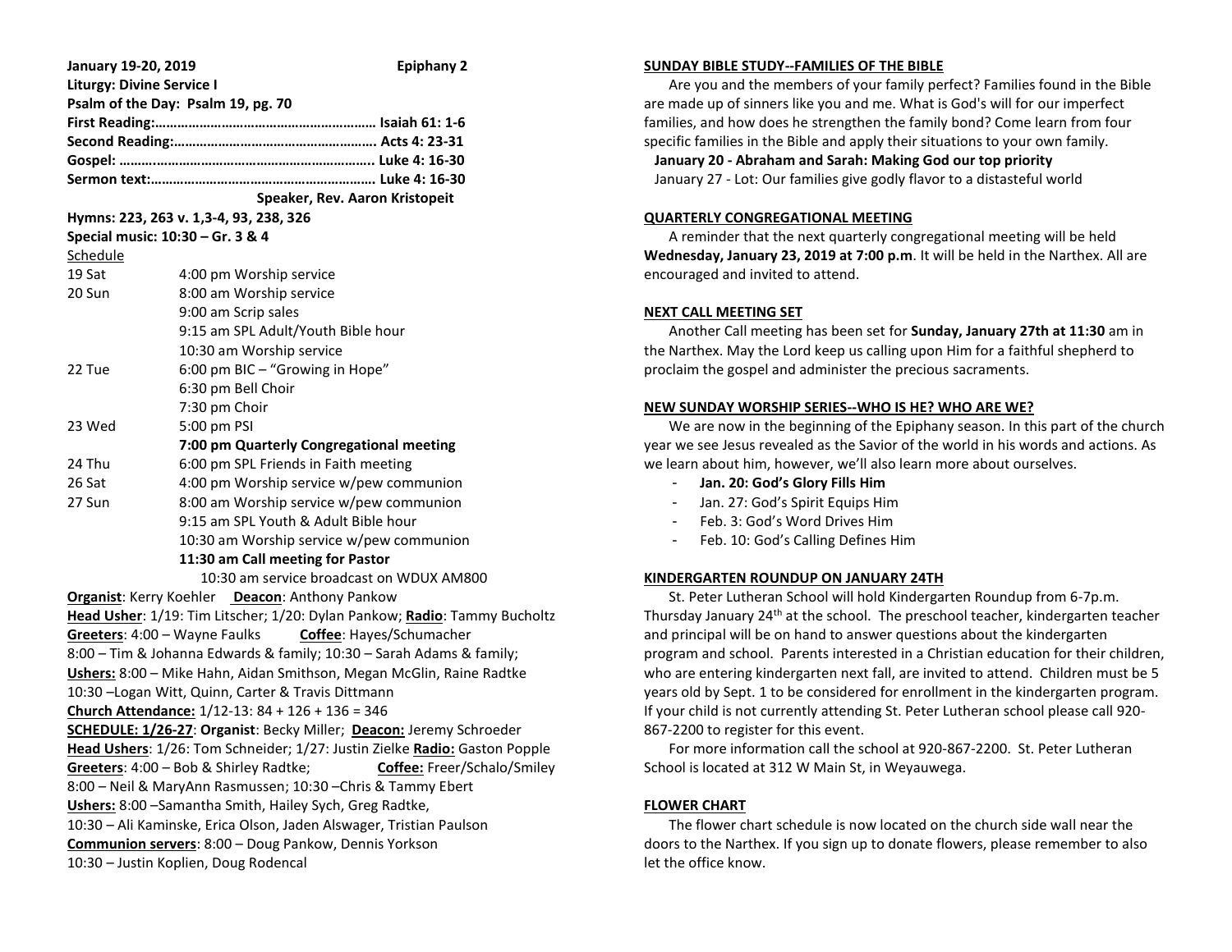**January 19-20, 2019** **Epiphany 2**

**Liturgy: Divine Service I**

**Psalm of the Day: Psalm 19, pg. 70**

**First Reading:…………………………………………………… Isaiah 61: 1-6**

**Second Reading:……………………………………………….. Acts 4: 23-31**

**Gospel: …….…………………………………………………….. Luke 4: 16-30**

**Sermon text:…………………………………………………… Luke 4: 16-30**

**Speaker, Rev. Aaron Kristopeit**

**Hymns: 223, 263 v. 1,3-4, 93, 238, 326**

**Special music: 10:30 – Gr. 3 & 4**

Schedule

| | |
|---|---|
| 19 Sat | 4:00 pm Worship service |
| 20 Sun | 8:00 am Worship service |
| | 9:00 am Scrip sales |
| | 9:15 am SPL Adult/Youth Bible hour |
| | 10:30 am Worship service |
| 22 Tue | 6:00 pm BIC – "Growing in Hope" |
| | 6:30 pm Bell Choir |
| | 7:30 pm Choir |
| 23 Wed | 5:00 pm PSI |
| | **7:00 pm Quarterly Congregational meeting** |
| 24 Thu | 6:00 pm SPL Friends in Faith meeting |
| 26 Sat | 4:00 pm Worship service w/pew communion |
| 27 Sun | 8:00 am Worship service w/pew communion |
| | 9:15 am SPL Youth & Adult Bible hour |
| | 10:30 am Worship service w/pew communion |
| | **11:30 am Call meeting for Pastor** |

10:30 am service broadcast on WDUX AM800

**Organist**: Kerry Koehler **Deacon**: Anthony Pankow

**Head Usher**: 1/19: Tim Litscher; 1/20: Dylan Pankow; **Radio**: Tammy Bucholtz

**Greeters**: 4:00 – Wayne Faulks **Coffee**: Hayes/Schumacher

8:00 – Tim & Johanna Edwards & family; 10:30 – Sarah Adams & family;

**Ushers:** 8:00 – Mike Hahn, Aidan Smithson, Megan McGlin, Raine Radtke

10:30 –Logan Witt, Quinn, Carter & Travis Dittmann

**Church Attendance:** 1/12-13: 84 + 126 + 136 = 346

**SCHEDULE: 1/26-27**: **Organist**: Becky Miller; **Deacon:** Jeremy Schroeder

**Head Ushers**: 1/26: Tom Schneider; 1/27: Justin Zielke **Radio:** Gaston Popple

**Greeters**: 4:00 – Bob & Shirley Radtke; **Coffee:** Freer/Schalo/Smiley

8:00 – Neil & MaryAnn Rasmussen; 10:30 –Chris & Tammy Ebert

**Ushers:** 8:00 –Samantha Smith, Hailey Sych, Greg Radtke,

10:30 – Ali Kaminske, Erica Olson, Jaden Alswager, Tristian Paulson

**Communion servers**: 8:00 – Doug Pankow, Dennis Yorkson

10:30 – Justin Koplien, Doug Rodencal

## SUNDAY BIBLE STUDY--FAMILIES OF THE BIBLE

Are you and the members of your family perfect? Families found in the Bible are made up of sinners like you and me. What is God's will for our imperfect families, and how does he strengthen the family bond? Come learn from four specific families in the Bible and apply their situations to your own family.

**January 20 - Abraham and Sarah: Making God our top priority**

January 27 - Lot: Our families give godly flavor to a distasteful world

## QUARTERLY CONGREGATIONAL MEETING

A reminder that the next quarterly congregational meeting will be held **Wednesday, January 23, 2019 at 7:00 p.m**. It will be held in the Narthex. All are encouraged and invited to attend.

## NEXT CALL MEETING SET

Another Call meeting has been set for **Sunday, January 27th at 11:30** am in the Narthex. May the Lord keep us calling upon Him for a faithful shepherd to proclaim the gospel and administer the precious sacraments.

## NEW SUNDAY WORSHIP SERIES--WHO IS HE? WHO ARE WE?

We are now in the beginning of the Epiphany season. In this part of the church year we see Jesus revealed as the Savior of the world in his words and actions. As we learn about him, however, we'll also learn more about ourselves.

- **Jan. 20: God's Glory Fills Him**
- Jan. 27: God's Spirit Equips Him
- Feb. 3: God's Word Drives Him
- Feb. 10: God's Calling Defines Him

## KINDERGARTEN ROUNDUP ON JANUARY 24TH

St. Peter Lutheran School will hold Kindergarten Roundup from 6-7p.m. Thursday January 24th at the school. The preschool teacher, kindergarten teacher and principal will be on hand to answer questions about the kindergarten program and school. Parents interested in a Christian education for their children, who are entering kindergarten next fall, are invited to attend. Children must be 5 years old by Sept. 1 to be considered for enrollment in the kindergarten program. If your child is not currently attending St. Peter Lutheran school please call 920-867-2200 to register for this event.

For more information call the school at 920-867-2200. St. Peter Lutheran School is located at 312 W Main St, in Weyauwega.

## FLOWER CHART

The flower chart schedule is now located on the church side wall near the doors to the Narthex. If you sign up to donate flowers, please remember to also let the office know.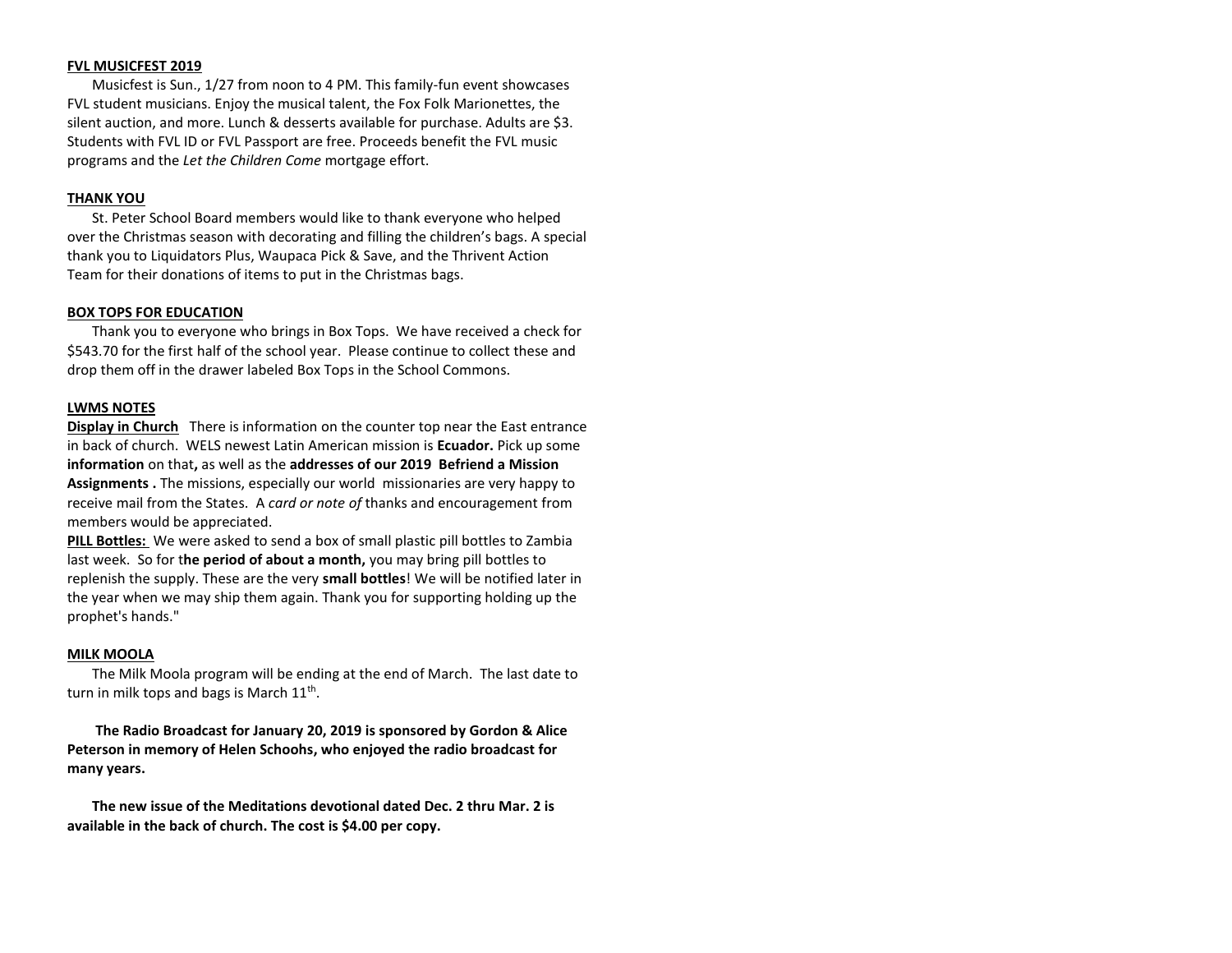**FVL MUSICFEST 2019**

Musicfest is Sun., 1/27 from noon to 4 PM. This family-fun event showcases FVL student musicians. Enjoy the musical talent, the Fox Folk Marionettes, the silent auction, and more. Lunch & desserts available for purchase. Adults are $3. Students with FVL ID or FVL Passport are free. Proceeds benefit the FVL music programs and the *Let the Children Come* mortgage effort.

**THANK YOU**

St. Peter School Board members would like to thank everyone who helped over the Christmas season with decorating and filling the children's bags. A special thank you to Liquidators Plus, Waupaca Pick & Save, and the Thrivent Action Team for their donations of items to put in the Christmas bags.

**BOX TOPS FOR EDUCATION**

Thank you to everyone who brings in Box Tops. We have received a check for $543.70 for the first half of the school year. Please continue to collect these and drop them off in the drawer labeled Box Tops in the School Commons.

**LWMS NOTES**

**Display in Church** There is information on the counter top near the East entrance in back of church. WELS newest Latin American mission is **Ecuador.** Pick up some **information** on that**,** as well as the **addresses of our 2019 Befriend a Mission Assignments .** The missions, especially our world missionaries are very happy to receive mail from the States. A *card or note of* thanks and encouragement from members would be appreciated.

**PILL Bottles:** We were asked to send a box of small plastic pill bottles to Zambia last week. So for t**he period of about a month,** you may bring pill bottles to replenish the supply. These are the very **small bottles**! We will be notified later in the year when we may ship them again. Thank you for supporting holding up the prophet's hands."

**MILK MOOLA**

The Milk Moola program will be ending at the end of March. The last date to turn in milk tops and bags is March 11th.

**The Radio Broadcast for January 20, 2019 is sponsored by Gordon & Alice Peterson in memory of Helen Schoohs, who enjoyed the radio broadcast for many years.**

**The new issue of the Meditations devotional dated Dec. 2 thru Mar. 2 is available in the back of church. The cost is $4.00 per copy.**